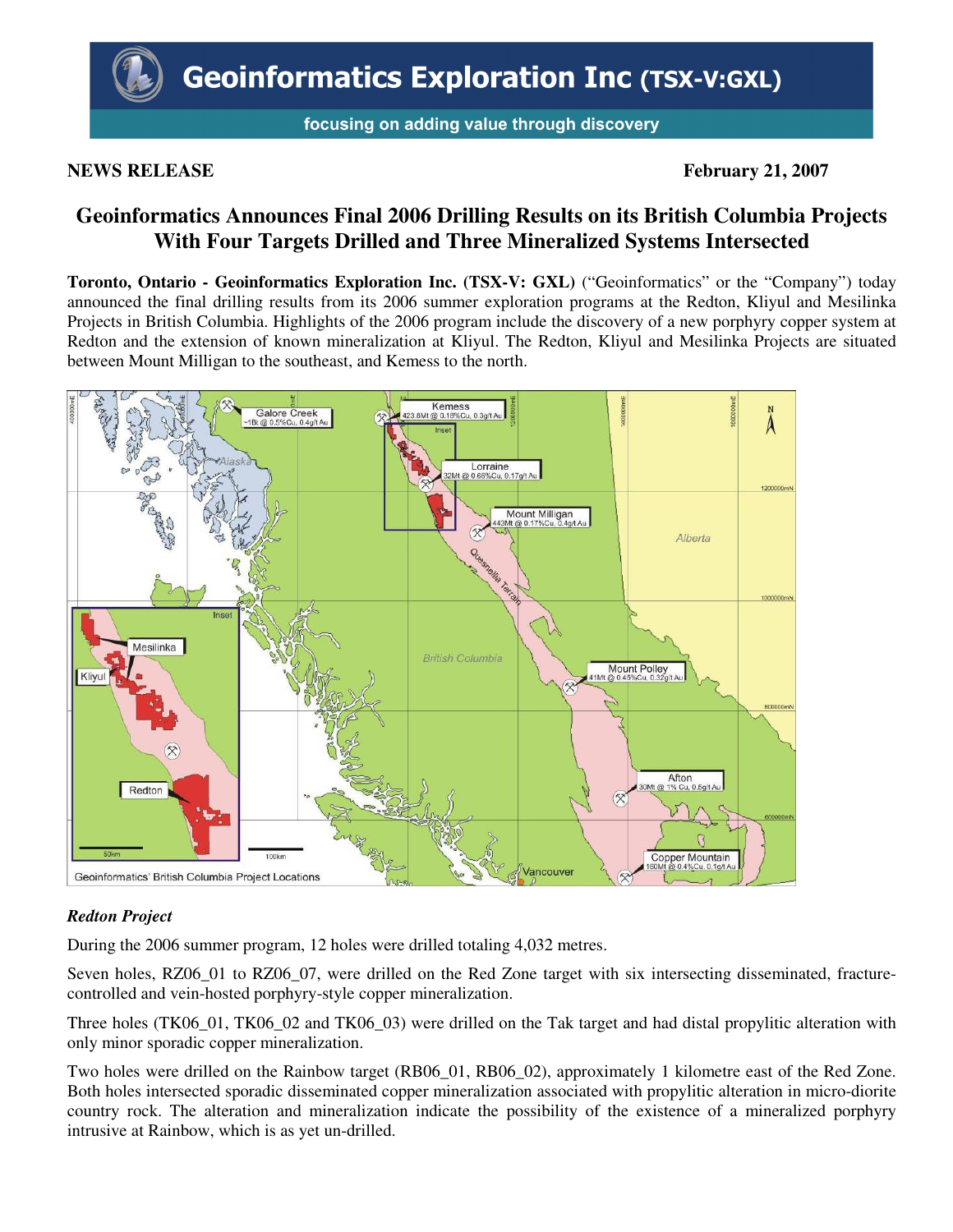# Geoinformatics Exploration Inc (TSX-V:GXL)

focusing on adding value through discovery

**NEWS RELEASE** **February 21, 2007**

## Geoinformatics Announces Final 2006 Drilling Results on its British Columbia Projects With Four Targets Drilled and Three Mineralized Systems Intersected

**Toronto, Ontario - Geoinformatics Exploration Inc. (TSX-V: GXL)** ("Geoinformatics" or the "Company") today announced the final drilling results from its 2006 summer exploration programs at the Redton, Kliyul and Mesilinka Projects in British Columbia. Highlights of the 2006 program include the discovery of a new porphyry copper system at Redton and the extension of known mineralization at Kliyul. The Redton, Kliyul and Mesilinka Projects are situated between Mount Milligan to the southeast, and Kemess to the north.

Geoinformatics' British Columbia Project Locations

### *Redton Project*

During the 2006 summer program, 12 holes were drilled totaling 4,032 metres.

Seven holes, RZ06_01 to RZ06_07, were drilled on the Red Zone target with six intersecting disseminated, fracture-controlled and vein-hosted porphyry-style copper mineralization.

Three holes (TK06_01, TK06_02 and TK06_03) were drilled on the Tak target and had distal propylitic alteration with only minor sporadic copper mineralization.

Two holes were drilled on the Rainbow target (RB06_01, RB06_02), approximately 1 kilometre east of the Red Zone. Both holes intersected sporadic disseminated copper mineralization associated with propylitic alteration in micro-diorite country rock. The alteration and mineralization indicate the possibility of the existence of a mineralized porphyry intrusive at Rainbow, which is as yet un-drilled.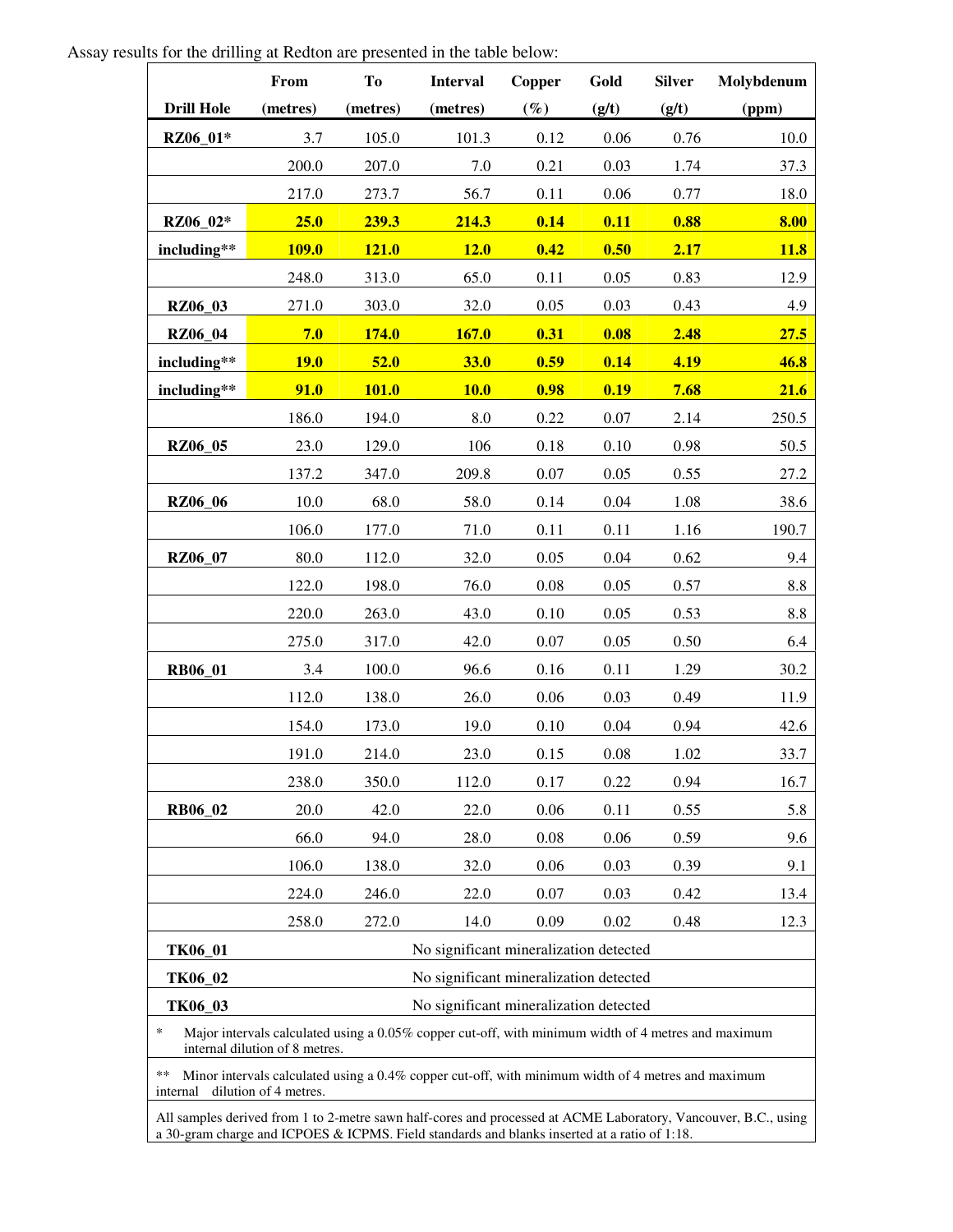Assay results for the drilling at Redton are presented in the table below:

| Drill Hole | From (metres) | To (metres) | Interval (metres) | Copper (%) | Gold (g/t) | Silver (g/t) | Molybdenum (ppm) |
|---|---|---|---|---|---|---|---|
| **RZ06_01*** | 3.7 | 105.0 | 101.3 | 0.12 | 0.06 | 0.76 | 10.0 |
| | 200.0 | 207.0 | 7.0 | 0.21 | 0.03 | 1.74 | 37.3 |
| | 217.0 | 273.7 | 56.7 | 0.11 | 0.06 | 0.77 | 18.0 |
| **RZ06_02*** | **25.0** | **239.3** | **214.3** | **0.14** | **0.11** | **0.88** | **8.00** |
| **including**** | **109.0** | **121.0** | **12.0** | **0.42** | **0.50** | **2.17** | **11.8** |
| | 248.0 | 313.0 | 65.0 | 0.11 | 0.05 | 0.83 | 12.9 |
| **RZ06_03** | 271.0 | 303.0 | 32.0 | 0.05 | 0.03 | 0.43 | 4.9 |
| **RZ06_04** | **7.0** | **174.0** | **167.0** | **0.31** | **0.08** | **2.48** | **27.5** |
| **including**** | **19.0** | **52.0** | **33.0** | **0.59** | **0.14** | **4.19** | **46.8** |
| **including**** | **91.0** | **101.0** | **10.0** | **0.98** | **0.19** | **7.68** | **21.6** |
| | 186.0 | 194.0 | 8.0 | 0.22 | 0.07 | 2.14 | 250.5 |
| **RZ06_05** | 23.0 | 129.0 | 106 | 0.18 | 0.10 | 0.98 | 50.5 |
| | 137.2 | 347.0 | 209.8 | 0.07 | 0.05 | 0.55 | 27.2 |
| **RZ06_06** | 10.0 | 68.0 | 58.0 | 0.14 | 0.04 | 1.08 | 38.6 |
| | 106.0 | 177.0 | 71.0 | 0.11 | 0.11 | 1.16 | 190.7 |
| **RZ06_07** | 80.0 | 112.0 | 32.0 | 0.05 | 0.04 | 0.62 | 9.4 |
| | 122.0 | 198.0 | 76.0 | 0.08 | 0.05 | 0.57 | 8.8 |
| | 220.0 | 263.0 | 43.0 | 0.10 | 0.05 | 0.53 | 8.8 |
| | 275.0 | 317.0 | 42.0 | 0.07 | 0.05 | 0.50 | 6.4 |
| **RB06_01** | 3.4 | 100.0 | 96.6 | 0.16 | 0.11 | 1.29 | 30.2 |
| | 112.0 | 138.0 | 26.0 | 0.06 | 0.03 | 0.49 | 11.9 |
| | 154.0 | 173.0 | 19.0 | 0.10 | 0.04 | 0.94 | 42.6 |
| | 191.0 | 214.0 | 23.0 | 0.15 | 0.08 | 1.02 | 33.7 |
| | 238.0 | 350.0 | 112.0 | 0.17 | 0.22 | 0.94 | 16.7 |
| **RB06_02** | 20.0 | 42.0 | 22.0 | 0.06 | 0.11 | 0.55 | 5.8 |
| | 66.0 | 94.0 | 28.0 | 0.08 | 0.06 | 0.59 | 9.6 |
| | 106.0 | 138.0 | 32.0 | 0.06 | 0.03 | 0.39 | 9.1 |
| | 224.0 | 246.0 | 22.0 | 0.07 | 0.03 | 0.42 | 13.4 |
| | 258.0 | 272.0 | 14.0 | 0.09 | 0.02 | 0.48 | 12.3 |
| **TK06_01** | No significant mineralization detected | | | | | | |
| **TK06_02** | No significant mineralization detected | | | | | | |
| **TK06_03** | No significant mineralization detected | | | | | | |

\* Major intervals calculated using a 0.05% copper cut-off, with minimum width of 4 metres and maximum internal dilution of 8 metres.

** Minor intervals calculated using a 0.4% copper cut-off, with minimum width of 4 metres and maximum internal dilution of 4 metres.

All samples derived from 1 to 2-metre sawn half-cores and processed at ACME Laboratory, Vancouver, B.C., using a 30-gram charge and ICPOES & ICPMS. Field standards and blanks inserted at a ratio of 1:18.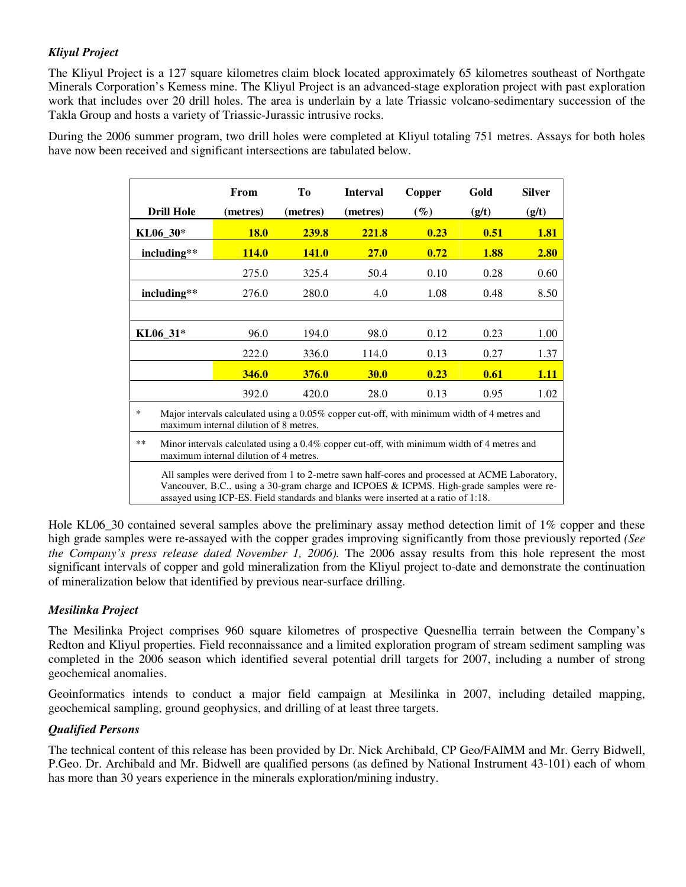### *Kliyul Project*

The Kliyul Project is a 127 square kilometres claim block located approximately 65 kilometres southeast of Northgate Minerals Corporation's Kemess mine. The Kliyul Project is an advanced-stage exploration project with past exploration work that includes over 20 drill holes. The area is underlain by a late Triassic volcano-sedimentary succession of the Takla Group and hosts a variety of Triassic-Jurassic intrusive rocks.

During the 2006 summer program, two drill holes were completed at Kliyul totaling 751 metres. Assays for both holes have now been received and significant intersections are tabulated below.

| Drill Hole | From (metres) | To (metres) | Interval (metres) | Copper (%) | Gold (g/t) | Silver (g/t) |
|---|---|---|---|---|---|---|
| **KL06_30*** | **18.0** | **239.8** | **221.8** | **0.23** | **0.51** | **1.81** |
| **including**** | **114.0** | **141.0** | **27.0** | **0.72** | **1.88** | **2.80** |
| | 275.0 | 325.4 | 50.4 | 0.10 | 0.28 | 0.60 |
| **including**** | 276.0 | 280.0 | 4.0 | 1.08 | 0.48 | 8.50 |
| | | | | | | |
| **KL06_31*** | 96.0 | 194.0 | 98.0 | 0.12 | 0.23 | 1.00 |
| | 222.0 | 336.0 | 114.0 | 0.13 | 0.27 | 1.37 |
| | **346.0** | **376.0** | **30.0** | **0.23** | **0.61** | **1.11** |
| | 392.0 | 420.0 | 28.0 | 0.13 | 0.95 | 1.02 |

\* Major intervals calculated using a 0.05% copper cut-off, with minimum width of 4 metres and maximum internal dilution of 8 metres.

\** Minor intervals calculated using a 0.4% copper cut-off, with minimum width of 4 metres and maximum internal dilution of 4 metres.

All samples were derived from 1 to 2-metre sawn half-cores and processed at ACME Laboratory, Vancouver, B.C., using a 30-gram charge and ICPOES & ICPMS. High-grade samples were re-assayed using ICP-ES. Field standards and blanks were inserted at a ratio of 1:18.

Hole KL06_30 contained several samples above the preliminary assay method detection limit of 1% copper and these high grade samples were re-assayed with the copper grades improving significantly from those previously reported *(See the Company's press release dated November 1, 2006).* The 2006 assay results from this hole represent the most significant intervals of copper and gold mineralization from the Kliyul project to-date and demonstrate the continuation of mineralization below that identified by previous near-surface drilling.

### *Mesilinka Project*

The Mesilinka Project comprises 960 square kilometres of prospective Quesnellia terrain between the Company's Redton and Kliyul properties. Field reconnaissance and a limited exploration program of stream sediment sampling was completed in the 2006 season which identified several potential drill targets for 2007, including a number of strong geochemical anomalies.

Geoinformatics intends to conduct a major field campaign at Mesilinka in 2007, including detailed mapping, geochemical sampling, ground geophysics, and drilling of at least three targets.

### *Qualified Persons*

The technical content of this release has been provided by Dr. Nick Archibald, CP Geo/FAIMM and Mr. Gerry Bidwell, P.Geo. Dr. Archibald and Mr. Bidwell are qualified persons (as defined by National Instrument 43-101) each of whom has more than 30 years experience in the minerals exploration/mining industry.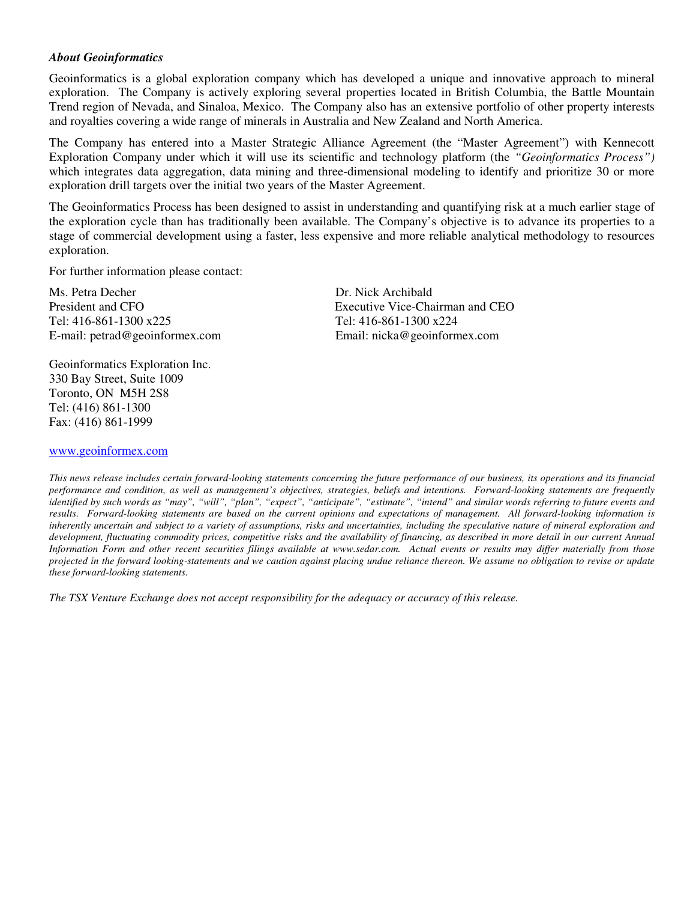***About Geoinformatics***

Geoinformatics is a global exploration company which has developed a unique and innovative approach to mineral exploration. The Company is actively exploring several properties located in British Columbia, the Battle Mountain Trend region of Nevada, and Sinaloa, Mexico. The Company also has an extensive portfolio of other property interests and royalties covering a wide range of minerals in Australia and New Zealand and North America.

The Company has entered into a Master Strategic Alliance Agreement (the "Master Agreement") with Kennecott Exploration Company under which it will use its scientific and technology platform (the *"Geoinformatics Process")* which integrates data aggregation, data mining and three-dimensional modeling to identify and prioritize 30 or more exploration drill targets over the initial two years of the Master Agreement.

The Geoinformatics Process has been designed to assist in understanding and quantifying risk at a much earlier stage of the exploration cycle than has traditionally been available. The Company's objective is to advance its properties to a stage of commercial development using a faster, less expensive and more reliable analytical methodology to resources exploration.

For further information please contact:

Ms. Petra Decher
President and CFO
Tel: 416-861-1300 x225
E-mail: petrad@geoinformex.com

Dr. Nick Archibald
Executive Vice-Chairman and CEO
Tel: 416-861-1300 x224
Email: nicka@geoinformex.com

Geoinformatics Exploration Inc.
330 Bay Street, Suite 1009
Toronto, ON M5H 2S8
Tel: (416) 861-1300
Fax: (416) 861-1999

www.geoinformex.com

*This news release includes certain forward-looking statements concerning the future performance of our business, its operations and its financial performance and condition, as well as management's objectives, strategies, beliefs and intentions. Forward-looking statements are frequently identified by such words as "may", "will", "plan", "expect", "anticipate", "estimate", "intend" and similar words referring to future events and results. Forward-looking statements are based on the current opinions and expectations of management. All forward-looking information is inherently uncertain and subject to a variety of assumptions, risks and uncertainties, including the speculative nature of mineral exploration and development, fluctuating commodity prices, competitive risks and the availability of financing, as described in more detail in our current Annual Information Form and other recent securities filings available at www.sedar.com. Actual events or results may differ materially from those projected in the forward looking-statements and we caution against placing undue reliance thereon. We assume no obligation to revise or update these forward-looking statements.*

*The TSX Venture Exchange does not accept responsibility for the adequacy or accuracy of this release.*